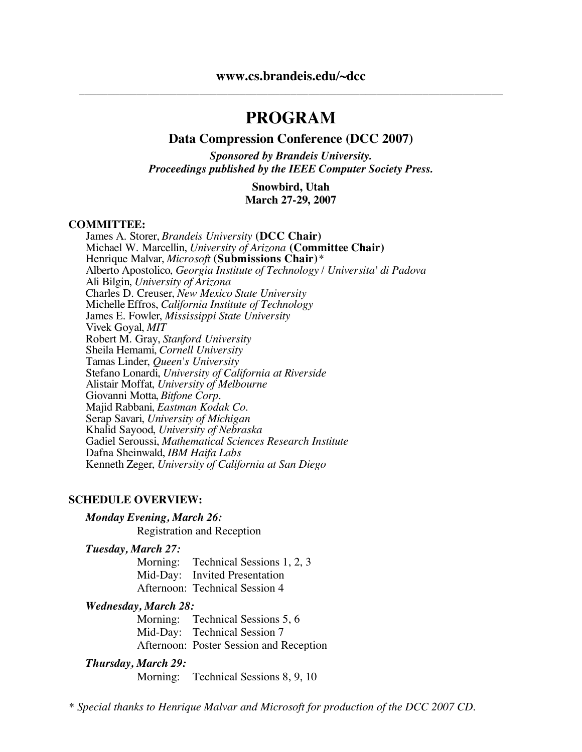**www.cs.brandeis.edu/~dcc**

---

# PROGRAM

## Data Compression Conference (DCC 2007)

***Sponsored by Brandeis University.***
***Proceedings published by the IEEE Computer Society Press.***

**Snowbird, Utah**
**March 27-29, 2007**

**COMMITTEE:**

James A. Storer, *Brandeis University* **(DCC Chair)**
Michael W. Marcellin, *University of Arizona* **(Committee Chair)**
Henrique Malvar, *Microsoft* **(Submissions Chair)***
Alberto Apostolico, *Georgia Institute of Technology / Universita' di Padova*
Ali Bilgin, *University of Arizona*
Charles D. Creuser, *New Mexico State University*
Michelle Effros, *California Institute of Technology*
James E. Fowler, *Mississippi State University*
Vivek Goyal, *MIT*
Robert M. Gray, *Stanford University*
Sheila Hemami, *Cornell University*
Tamas Linder, *Queen's University*
Stefano Lonardi, *University of California at Riverside*
Alistair Moffat, *University of Melbourne*
Giovanni Motta, *Bitfone Corp.*
Majid Rabbani, *Eastman Kodak Co.*
Serap Savari, *University of Michigan*
Khalid Sayood, *University of Nebraska*
Gadiel Seroussi, *Mathematical Sciences Research Institute*
Dafna Sheinwald, *IBM Haifa Labs*
Kenneth Zeger, *University of California at San Diego*

**SCHEDULE OVERVIEW:**

***Monday Evening, March 26:***
Registration and Reception

***Tuesday, March 27:***
Morning: Technical Sessions 1, 2, 3
Mid-Day: Invited Presentation
Afternoon: Technical Session 4

***Wednesday, March 28:***
Morning: Technical Sessions 5, 6
Mid-Day: Technical Session 7
Afternoon: Poster Session and Reception

***Thursday, March 29:***
Morning: Technical Sessions 8, 9, 10

*\* Special thanks to Henrique Malvar and Microsoft for production of the DCC 2007 CD.*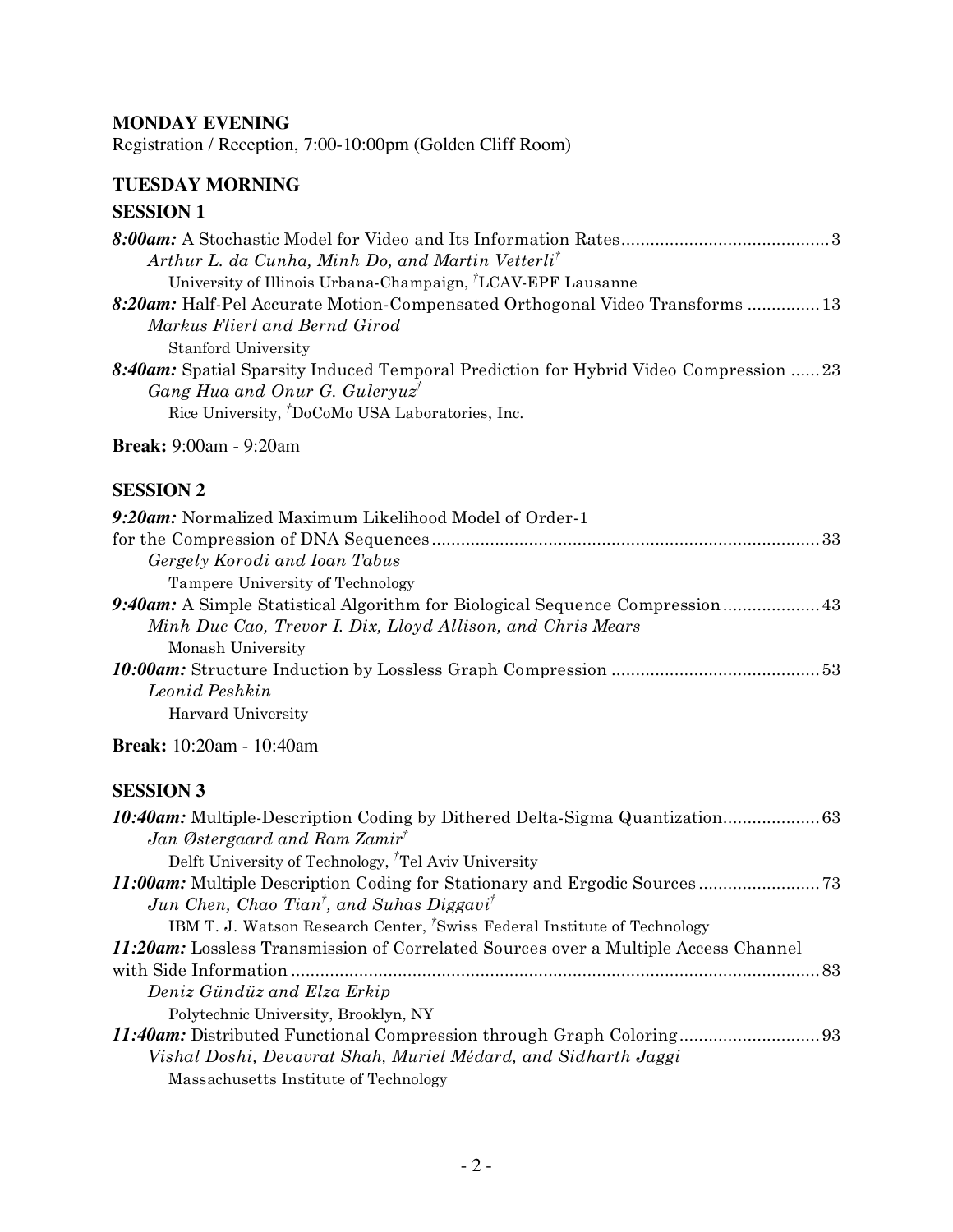**MONDAY EVENING**

Registration / Reception, 7:00-10:00pm (Golden Cliff Room)

**TUESDAY MORNING**

**SESSION 1**

***8:00am:*** A Stochastic Model for Video and Its Information Rates ........................................... 3
*Arthur L. da Cunha, Minh Do, and Martin Vetterli*[†]
University of Illinois Urbana-Champaign, [†]LCAV-EPF Lausanne

***8:20am:*** Half-Pel Accurate Motion-Compensated Orthogonal Video Transforms ............... 13
*Markus Flierl and Bernd Girod*
Stanford University

***8:40am:*** Spatial Sparsity Induced Temporal Prediction for Hybrid Video Compression ...... 23
*Gang Hua and Onur G. Guleryuz*[†]
Rice University, [†]DoCoMo USA Laboratories, Inc.

**Break:** 9:00am - 9:20am

**SESSION 2**

***9:20am:*** Normalized Maximum Likelihood Model of Order-1
for the Compression of DNA Sequences ................................................................................ 33
*Gergely Korodi and Ioan Tabus*
Tampere University of Technology

***9:40am:*** A Simple Statistical Algorithm for Biological Sequence Compression .................... 43
*Minh Duc Cao, Trevor I. Dix, Lloyd Allison, and Chris Mears*
Monash University

***10:00am:*** Structure Induction by Lossless Graph Compression ........................................... 53
*Leonid Peshkin*
Harvard University

**Break:** 10:20am - 10:40am

**SESSION 3**

***10:40am:*** Multiple-Description Coding by Dithered Delta-Sigma Quantization.................... 63
*Jan Østergaard and Ram Zamir*[†]
Delft University of Technology, [†]Tel Aviv University

***11:00am:*** Multiple Description Coding for Stationary and Ergodic Sources ......................... 73
*Jun Chen, Chao Tian*[†]*, and Suhas Diggavi*[†]
IBM T. J. Watson Research Center, [†]Swiss Federal Institute of Technology

***11:20am:*** Lossless Transmission of Correlated Sources over a Multiple Access Channel
with Side Information ............................................................................................................. 83
*Deniz Gündüz and Elza Erkip*
Polytechnic University, Brooklyn, NY

***11:40am:*** Distributed Functional Compression through Graph Coloring............................. 93
*Vishal Doshi, Devavrat Shah, Muriel Médard, and Sidharth Jaggi*
Massachusetts Institute of Technology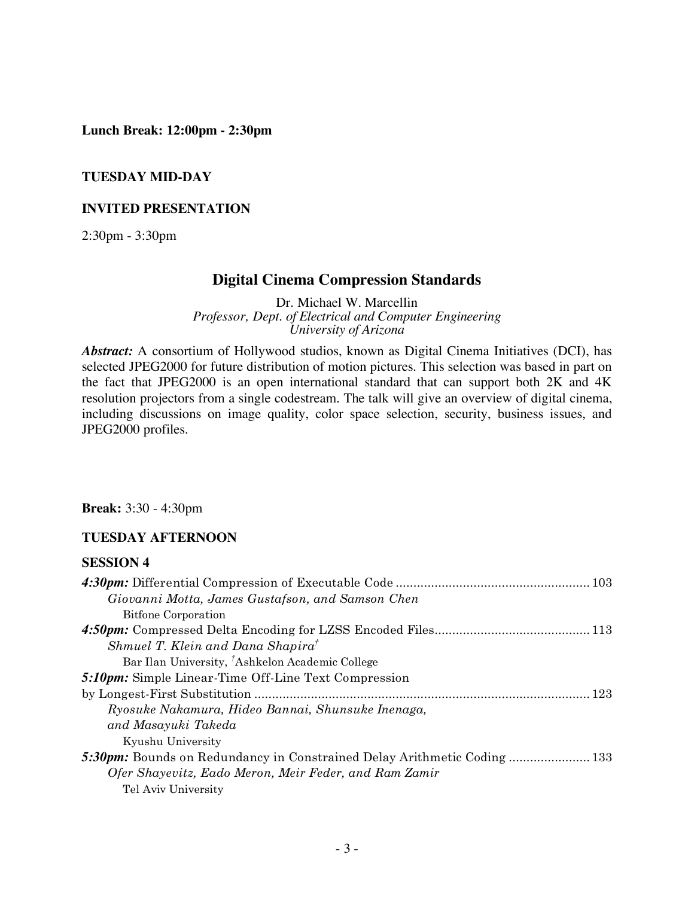**Lunch Break: 12:00pm - 2:30pm**

**TUESDAY MID-DAY**

**INVITED PRESENTATION**

2:30pm - 3:30pm

## Digital Cinema Compression Standards

Dr. Michael W. Marcellin
*Professor, Dept. of Electrical and Computer Engineering*
*University of Arizona*

***Abstract:*** A consortium of Hollywood studios, known as Digital Cinema Initiatives (DCI), has selected JPEG2000 for future distribution of motion pictures. This selection was based in part on the fact that JPEG2000 is an open international standard that can support both 2K and 4K resolution projectors from a single codestream. The talk will give an overview of digital cinema, including discussions on image quality, color space selection, security, business issues, and JPEG2000 profiles.

**Break:** 3:30 - 4:30pm

**TUESDAY AFTERNOON**

**SESSION 4**

***4:30pm:*** Differential Compression of Executable Code ....................................................... 103
*Giovanni Motta, James Gustafson, and Samson Chen*
Bitfone Corporation

***4:50pm:*** Compressed Delta Encoding for LZSS Encoded Files............................................ 113
*Shmuel T. Klein and Dana Shapira*[†]
Bar Ilan University, [†]Ashkelon Academic College

***5:10pm:*** Simple Linear-Time Off-Line Text Compression by Longest-First Substitution ............................................................................................... 123
*Ryosuke Nakamura, Hideo Bannai, Shunsuke Inenaga, and Masayuki Takeda*
Kyushu University

***5:30pm:*** Bounds on Redundancy in Constrained Delay Arithmetic Coding ....................... 133
*Ofer Shayevitz, Eado Meron, Meir Feder, and Ram Zamir*
Tel Aviv University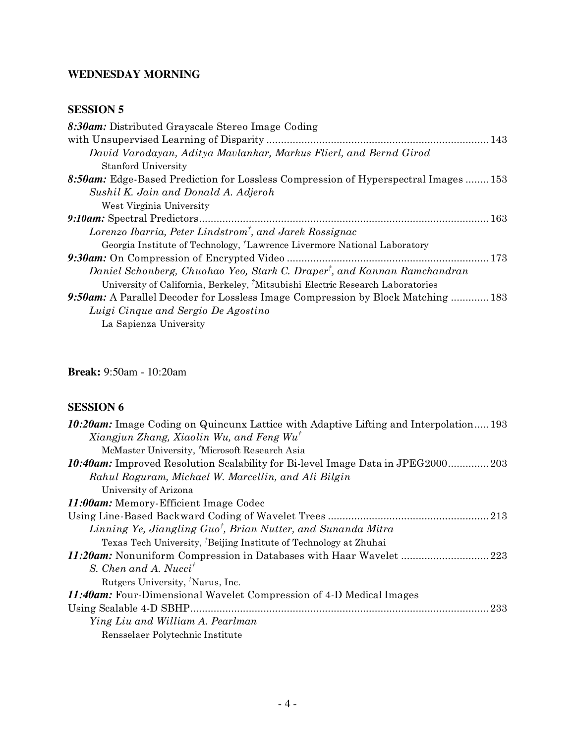## WEDNESDAY MORNING

### SESSION 5

***8:30am:*** Distributed Grayscale Stereo Image Coding with Unsupervised Learning of Disparity ........................................................................... 143
*David Varodayan, Aditya Mavlankar, Markus Flierl, and Bernd Girod*
Stanford University

***8:50am:*** Edge-Based Prediction for Lossless Compression of Hyperspectral Images ........ 153
*Sushil K. Jain and Donald A. Adjeroh*
West Virginia University

***9:10am:*** Spectral Predictors.................................................................................................. 163
*Lorenzo Ibarria, Peter Lindstrom[†], and Jarek Rossignac*
Georgia Institute of Technology, [†]Lawrence Livermore National Laboratory

***9:30am:*** On Compression of Encrypted Video .................................................................... 173
*Daniel Schonberg, Chuohao Yeo, Stark C. Draper[†], and Kannan Ramchandran*
University of California, Berkeley, [†]Mitsubishi Electric Research Laboratories

***9:50am:*** A Parallel Decoder for Lossless Image Compression by Block Matching ............. 183
*Luigi Cinque and Sergio De Agostino*
La Sapienza University

**Break:** 9:50am - 10:20am

### SESSION 6

***10:20am:*** Image Coding on Quincunx Lattice with Adaptive Lifting and Interpolation..... 193
*Xiangjun Zhang, Xiaolin Wu, and Feng Wu[†]*
McMaster University, [†]Microsoft Research Asia

***10:40am:*** Improved Resolution Scalability for Bi-level Image Data in JPEG2000.............. 203
*Rahul Raguram, Michael W. Marcellin, and Ali Bilgin*
University of Arizona

***11:00am:*** Memory-Efficient Image Codec Using Line-Based Backward Coding of Wavelet Trees ...................................................... 213
*Linning Ye, Jiangling Guo[†], Brian Nutter, and Sunanda Mitra*
Texas Tech University, [†]Beijing Institute of Technology at Zhuhai

***11:20am:*** Nonuniform Compression in Databases with Haar Wavelet .............................. 223
*S. Chen and A. Nucci[†]*
Rutgers University, [†]Narus, Inc.

***11:40am:*** Four-Dimensional Wavelet Compression of 4-D Medical Images Using Scalable 4-D SBHP...................................................................................................... 233
*Ying Liu and William A. Pearlman*
Rensselaer Polytechnic Institute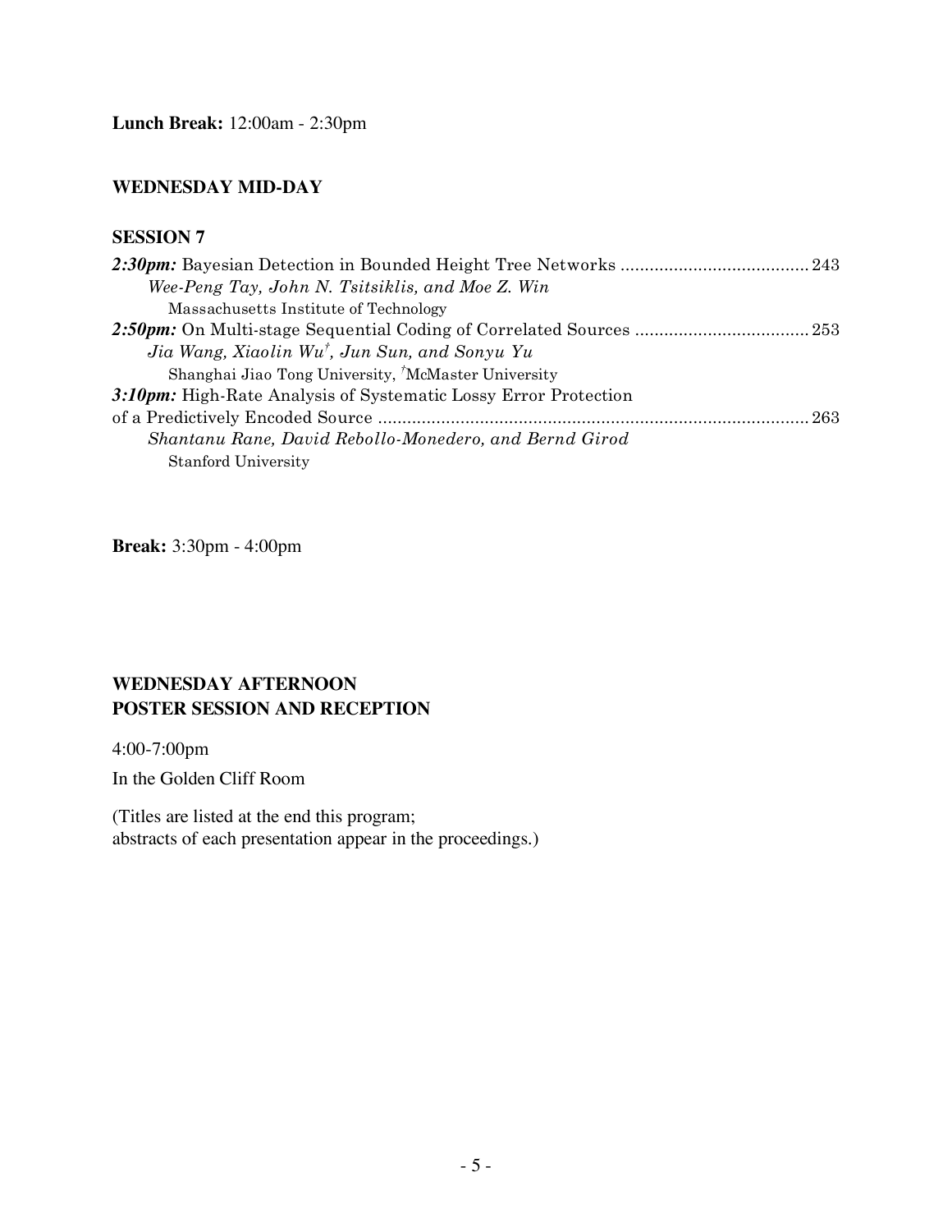**Lunch Break:** 12:00am - 2:30pm

### WEDNESDAY MID-DAY

### SESSION 7

***2:30pm:*** Bayesian Detection in Bounded Height Tree Networks ....................................... 243
*Wee-Peng Tay, John N. Tsitsiklis, and Moe Z. Win*
Massachusetts Institute of Technology

***2:50pm:*** On Multi-stage Sequential Coding of Correlated Sources .................................... 253
*Jia Wang, Xiaolin Wu[†], Jun Sun, and Sonyu Yu*
Shanghai Jiao Tong University, [†]McMaster University

***3:10pm:*** High-Rate Analysis of Systematic Lossy Error Protection of a Predictively Encoded Source ........................................................................................... 263
*Shantanu Rane, David Rebollo-Monedero, and Bernd Girod*
Stanford University

**Break:** 3:30pm - 4:00pm

### WEDNESDAY AFTERNOON
### POSTER SESSION AND RECEPTION

4:00-7:00pm

In the Golden Cliff Room

(Titles are listed at the end this program;
abstracts of each presentation appear in the proceedings.)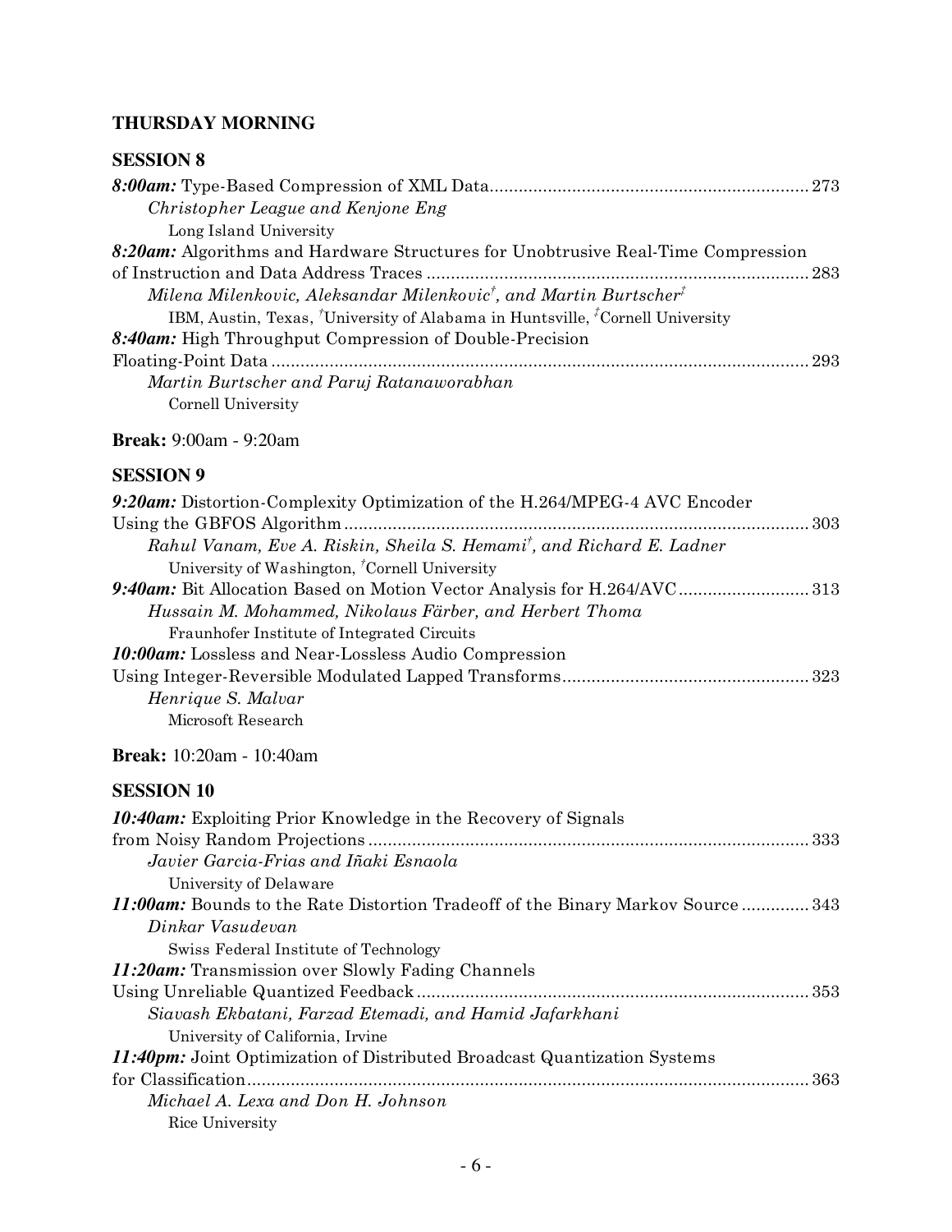## THURSDAY MORNING

### SESSION 8

***8:00am:*** Type-Based Compression of XML Data.................................................................. 273
*Christopher League and Kenjone Eng*
Long Island University

***8:20am:*** Algorithms and Hardware Structures for Unobtrusive Real-Time Compression of Instruction and Data Address Traces ............................................................................... 283
*Milena Milenkovic, Aleksandar Milenkovic[†], and Martin Burtscher[‡]*
IBM, Austin, Texas, [†]University of Alabama in Huntsville, [‡]Cornell University

***8:40am:*** High Throughput Compression of Double-Precision Floating-Point Data ................................................................................................................ 293
*Martin Burtscher and Paruj Ratanaworabhan*
Cornell University

**Break:** 9:00am - 9:20am

### SESSION 9

***9:20am:*** Distortion-Complexity Optimization of the H.264/MPEG-4 AVC Encoder Using the GBFOS Algorithm ................................................................................................. 303
*Rahul Vanam, Eve A. Riskin, Sheila S. Hemami[†], and Richard E. Ladner*
University of Washington, [†]Cornell University

***9:40am:*** Bit Allocation Based on Motion Vector Analysis for H.264/AVC ........................... 313
*Hussain M. Mohammed, Nikolaus Färber, and Herbert Thoma*
Fraunhofer Institute of Integrated Circuits

***10:00am:*** Lossless and Near-Lossless Audio Compression Using Integer-Reversible Modulated Lapped Transforms................................................... 323
*Henrique S. Malvar*
Microsoft Research

**Break:** 10:20am - 10:40am

### SESSION 10

***10:40am:*** Exploiting Prior Knowledge in the Recovery of Signals from Noisy Random Projections ........................................................................................... 333
*Javier Garcia-Frias and Iñaki Esnaola*
University of Delaware

***11:00am:*** Bounds to the Rate Distortion Tradeoff of the Binary Markov Source .............. 343
*Dinkar Vasudevan*
Swiss Federal Institute of Technology

***11:20am:*** Transmission over Slowly Fading Channels Using Unreliable Quantized Feedback ................................................................................. 353
*Siavash Ekbatani, Farzad Etemadi, and Hamid Jafarkhani*
University of California, Irvine

***11:40pm:*** Joint Optimization of Distributed Broadcast Quantization Systems for Classification.................................................................................................................... 363
*Michael A. Lexa and Don H. Johnson*
Rice University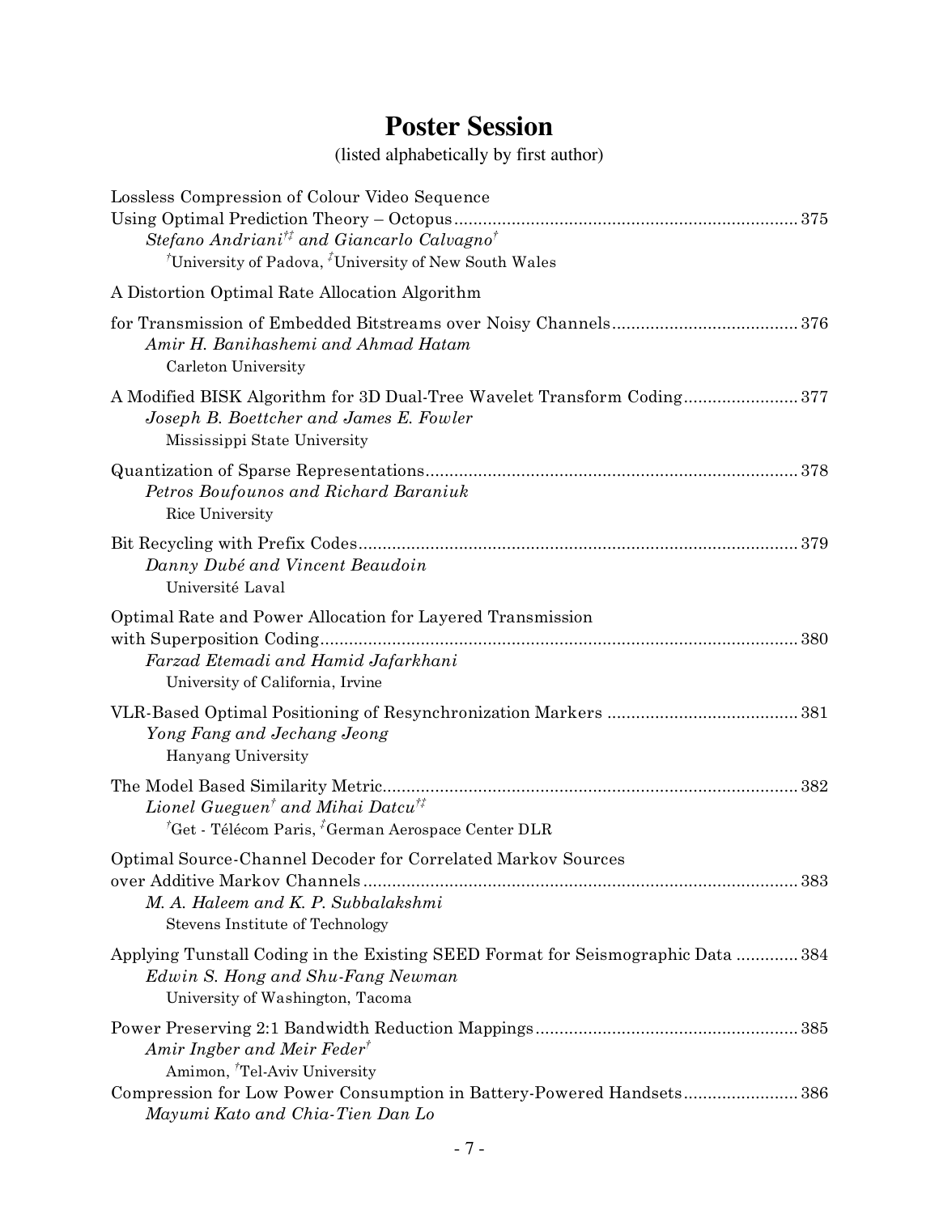# Poster Session

(listed alphabetically by first author)

Lossless Compression of Colour Video Sequence Using Optimal Prediction Theory – Octopus ........ 375
*Stefano Andriani[†‡] and Giancarlo Calvagno[†]*
[†]University of Padova, [‡]University of New South Wales

A Distortion Optimal Rate Allocation Algorithm for Transmission of Embedded Bitstreams over Noisy Channels ........ 376
*Amir H. Banihashemi and Ahmad Hatam*
Carleton University

A Modified BISK Algorithm for 3D Dual-Tree Wavelet Transform Coding ........ 377
*Joseph B. Boettcher and James E. Fowler*
Mississippi State University

Quantization of Sparse Representations ........ 378
*Petros Boufounos and Richard Baraniuk*
Rice University

Bit Recycling with Prefix Codes ........ 379
*Danny Dubé and Vincent Beaudoin*
Université Laval

Optimal Rate and Power Allocation for Layered Transmission with Superposition Coding ........ 380
*Farzad Etemadi and Hamid Jafarkhani*
University of California, Irvine

VLR-Based Optimal Positioning of Resynchronization Markers ........ 381
*Yong Fang and Jechang Jeong*
Hanyang University

The Model Based Similarity Metric ........ 382
*Lionel Gueguen[†] and Mihai Datcu[†‡]*
[†]Get - Télécom Paris, [‡]German Aerospace Center DLR

Optimal Source-Channel Decoder for Correlated Markov Sources over Additive Markov Channels ........ 383
*M. A. Haleem and K. P. Subbalakshmi*
Stevens Institute of Technology

Applying Tunstall Coding in the Existing SEED Format for Seismographic Data ........ 384
*Edwin S. Hong and Shu-Fang Newman*
University of Washington, Tacoma

Power Preserving 2:1 Bandwidth Reduction Mappings ........ 385
*Amir Ingber and Meir Feder[†]*
Amimon, [†]Tel-Aviv University

Compression for Low Power Consumption in Battery-Powered Handsets ........ 386
*Mayumi Kato and Chia-Tien Dan Lo*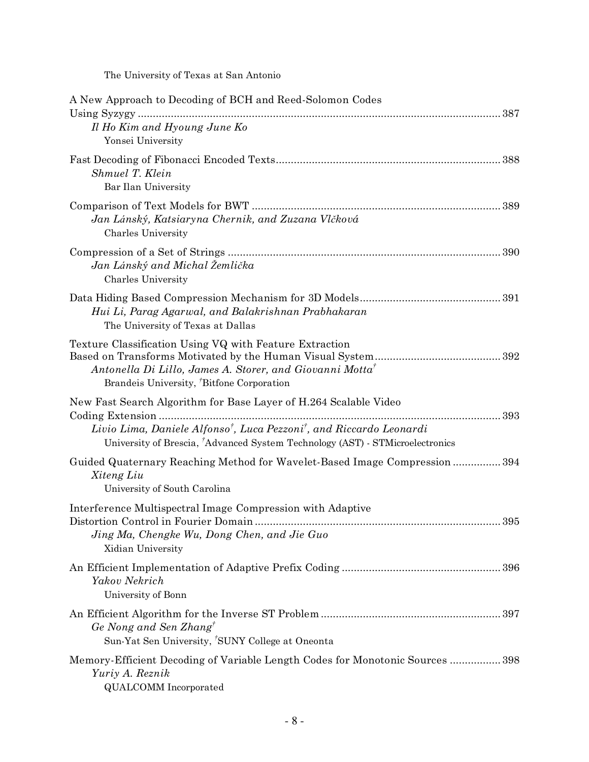The University of Texas at San Antonio

A New Approach to Decoding of BCH and Reed-Solomon Codes Using Syzygy ........ 387
*Il Ho Kim and Hyoung June Ko*
Yonsei University

Fast Decoding of Fibonacci Encoded Texts ........ 388
*Shmuel T. Klein*
Bar Ilan University

Comparison of Text Models for BWT ........ 389
*Jan Lánský, Katsiaryna Chernik, and Zuzana Vlčková*
Charles University

Compression of a Set of Strings ........ 390
*Jan Lánský and Michal Žemlička*
Charles University

Data Hiding Based Compression Mechanism for 3D Models ........ 391
*Hui Li, Parag Agarwal, and Balakrishnan Prabhakaran*
The University of Texas at Dallas

Texture Classification Using VQ with Feature Extraction Based on Transforms Motivated by the Human Visual System ........ 392
*Antonella Di Lillo, James A. Storer, and Giovanni Motta*[†]
Brandeis University, [†]Bitfone Corporation

New Fast Search Algorithm for Base Layer of H.264 Scalable Video Coding Extension ........ 393
*Livio Lima, Daniele Alfonso*[†]*, Luca Pezzoni*[†]*, and Riccardo Leonardi*
University of Brescia, [†]Advanced System Technology (AST) - STMicroelectronics

Guided Quaternary Reaching Method for Wavelet-Based Image Compression ........ 394
*Xiteng Liu*
University of South Carolina

Interference Multispectral Image Compression with Adaptive Distortion Control in Fourier Domain ........ 395
*Jing Ma, Chengke Wu, Dong Chen, and Jie Guo*
Xidian University

An Efficient Implementation of Adaptive Prefix Coding ........ 396
*Yakov Nekrich*
University of Bonn

An Efficient Algorithm for the Inverse ST Problem ........ 397
*Ge Nong and Sen Zhang*[†]
Sun-Yat Sen University, [†]SUNY College at Oneonta

Memory-Efficient Decoding of Variable Length Codes for Monotonic Sources ........ 398
*Yuriy A. Reznik*
QUALCOMM Incorporated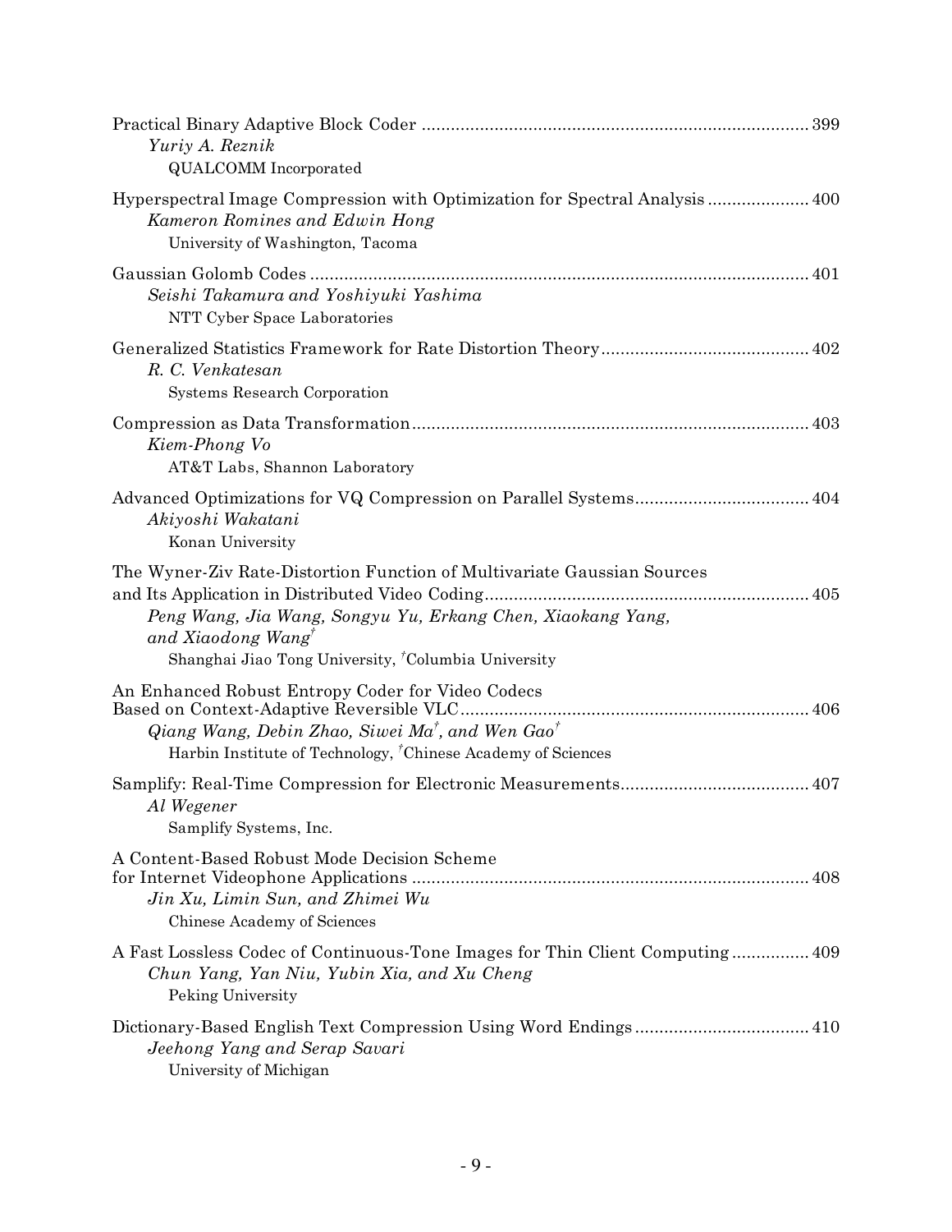Practical Binary Adaptive Block Coder ............................................................................... 399
*Yuriy A. Reznik*
QUALCOMM Incorporated

Hyperspectral Image Compression with Optimization for Spectral Analysis ..................... 400
*Kameron Romines and Edwin Hong*
University of Washington, Tacoma

Gaussian Golomb Codes ...................................................................................................... 401
*Seishi Takamura and Yoshiyuki Yashima*
NTT Cyber Space Laboratories

Generalized Statistics Framework for Rate Distortion Theory........................................... 402
*R. C. Venkatesan*
Systems Research Corporation

Compression as Data Transformation................................................................................. 403
*Kiem-Phong Vo*
AT&T Labs, Shannon Laboratory

Advanced Optimizations for VQ Compression on Parallel Systems.................................... 404
*Akiyoshi Wakatani*
Konan University

The Wyner-Ziv Rate-Distortion Function of Multivariate Gaussian Sources
and Its Application in Distributed Video Coding.................................................................. 405
*Peng Wang, Jia Wang, Songyu Yu, Erkang Chen, Xiaokang Yang,*
*and Xiaodong Wang*[†]
Shanghai Jiao Tong University, [†]Columbia University

An Enhanced Robust Entropy Coder for Video Codecs
Based on Context-Adaptive Reversible VLC........................................................................ 406
*Qiang Wang, Debin Zhao, Siwei Ma*[†]*, and Wen Gao*[†]
Harbin Institute of Technology, [†]Chinese Academy of Sciences

Samplify: Real-Time Compression for Electronic Measurements....................................... 407
*Al Wegener*
Samplify Systems, Inc.

A Content-Based Robust Mode Decision Scheme
for Internet Videophone Applications ................................................................................. 408
*Jin Xu, Limin Sun, and Zhimei Wu*
Chinese Academy of Sciences

A Fast Lossless Codec of Continuous-Tone Images for Thin Client Computing ................ 409
*Chun Yang, Yan Niu, Yubin Xia, and Xu Cheng*
Peking University

Dictionary-Based English Text Compression Using Word Endings.................................... 410
*Jeehong Yang and Serap Savari*
University of Michigan